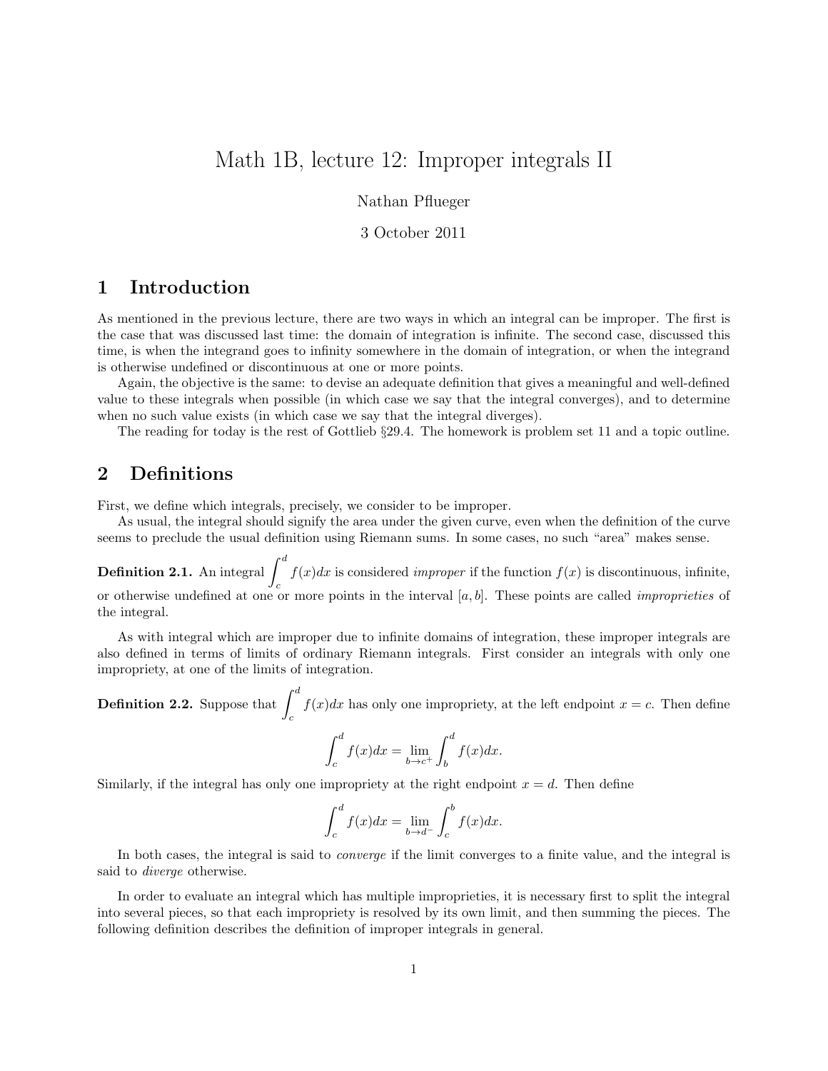# Math 1B, lecture 12: Improper integrals II

Nathan Pflueger

3 October 2011

## 1 Introduction

As mentioned in the previous lecture, there are two ways in which an integral can be improper. The first is the case that was discussed last time: the domain of integration is infinite. The second case, discussed this time, is when the integrand goes to infinity somewhere in the domain of integration, or when the integrand is otherwise undefined or discontinuous at one or more points.

Again, the objective is the same: to devise an adequate definition that gives a meaningful and well-defined value to these integrals when possible (in which case we say that the integral converges), and to determine when no such value exists (in which case we say that the integral diverges).

The reading for today is the rest of Gottlieb §29.4. The homework is problem set 11 and a topic outline.

## 2 Definitions

First, we define which integrals, precisely, we consider to be improper.

As usual, the integral should signify the area under the given curve, even when the definition of the curve seems to preclude the usual definition using Riemann sums. In some cases, no such "area" makes sense.

**Definition 2.1.** An integral $\int_c^d f(x)dx$ is considered *improper* if the function $f(x)$ is discontinuous, infinite, or otherwise undefined at one or more points in the interval $[a, b]$. These points are called *improprieties* of the integral.

As with integral which are improper due to infinite domains of integration, these improper integrals are also defined in terms of limits of ordinary Riemann integrals. First consider an integrals with only one impropriety, at one of the limits of integration.

**Definition 2.2.** Suppose that $\int_c^d f(x)dx$ has only one impropriety, at the left endpoint $x = c$. Then define

$$\int_c^d f(x)dx = \lim_{b \to c^+} \int_b^d f(x)dx.$$

Similarly, if the integral has only one impropriety at the right endpoint $x = d$. Then define

$$\int_c^d f(x)dx = \lim_{b \to d^-} \int_c^b f(x)dx.$$

In both cases, the integral is said to *converge* if the limit converges to a finite value, and the integral is said to *diverge* otherwise.

In order to evaluate an integral which has multiple improprieties, it is necessary first to split the integral into several pieces, so that each impropriety is resolved by its own limit, and then summing the pieces. The following definition describes the definition of improper integrals in general.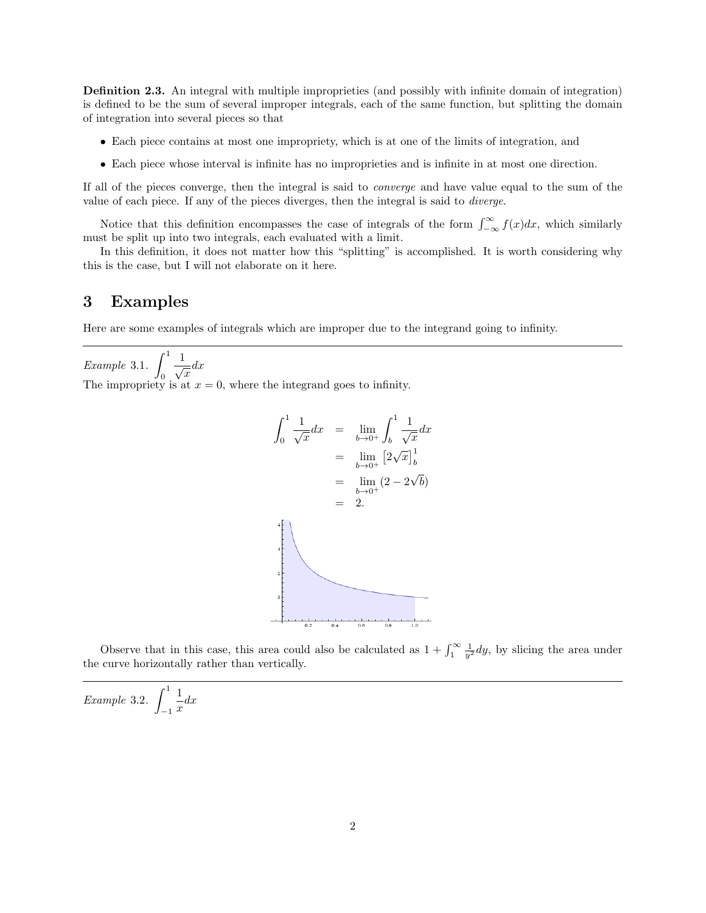**Definition 2.3.** An integral with multiple improprieties (and possibly with infinite domain of integration) is defined to be the sum of several improper integrals, each of the same function, but splitting the domain of integration into several pieces so that

- Each piece contains at most one impropriety, which is at one of the limits of integration, and
- Each piece whose interval is infinite has no improprieties and is infinite in at most one direction.

If all of the pieces converge, then the integral is said to *converge* and have value equal to the sum of the value of each piece. If any of the pieces diverges, then the integral is said to *diverge*.

Notice that this definition encompasses the case of integrals of the form $\int_{-\infty}^{\infty} f(x)dx$, which similarly must be split up into two integrals, each evaluated with a limit.

In this definition, it does not matter how this "splitting" is accomplished. It is worth considering why this is the case, but I will not elaborate on it here.

# 3 Examples

Here are some examples of integrals which are improper due to the integrand going to infinity.

---

*Example* 3.1. $\displaystyle\int_0^1 \frac{1}{\sqrt{x}}dx$

The impropriety is at $x = 0$, where the integrand goes to infinity.

$$\begin{aligned}
\int_0^1 \frac{1}{\sqrt{x}}dx &= \lim_{b \to 0^+} \int_b^1 \frac{1}{\sqrt{x}}dx \\
&= \lim_{b \to 0^+} \left[2\sqrt{x}\right]_b^1 \\
&= \lim_{b \to 0^+} (2 - 2\sqrt{b}) \\
&= 2.
\end{aligned}$$

Observe that in this case, this area could also be calculated as $1 + \int_1^{\infty} \frac{1}{y^2}dy$, by slicing the area under the curve horizontally rather than vertically.

---

*Example* 3.2. $\displaystyle\int_{-1}^1 \frac{1}{x}dx$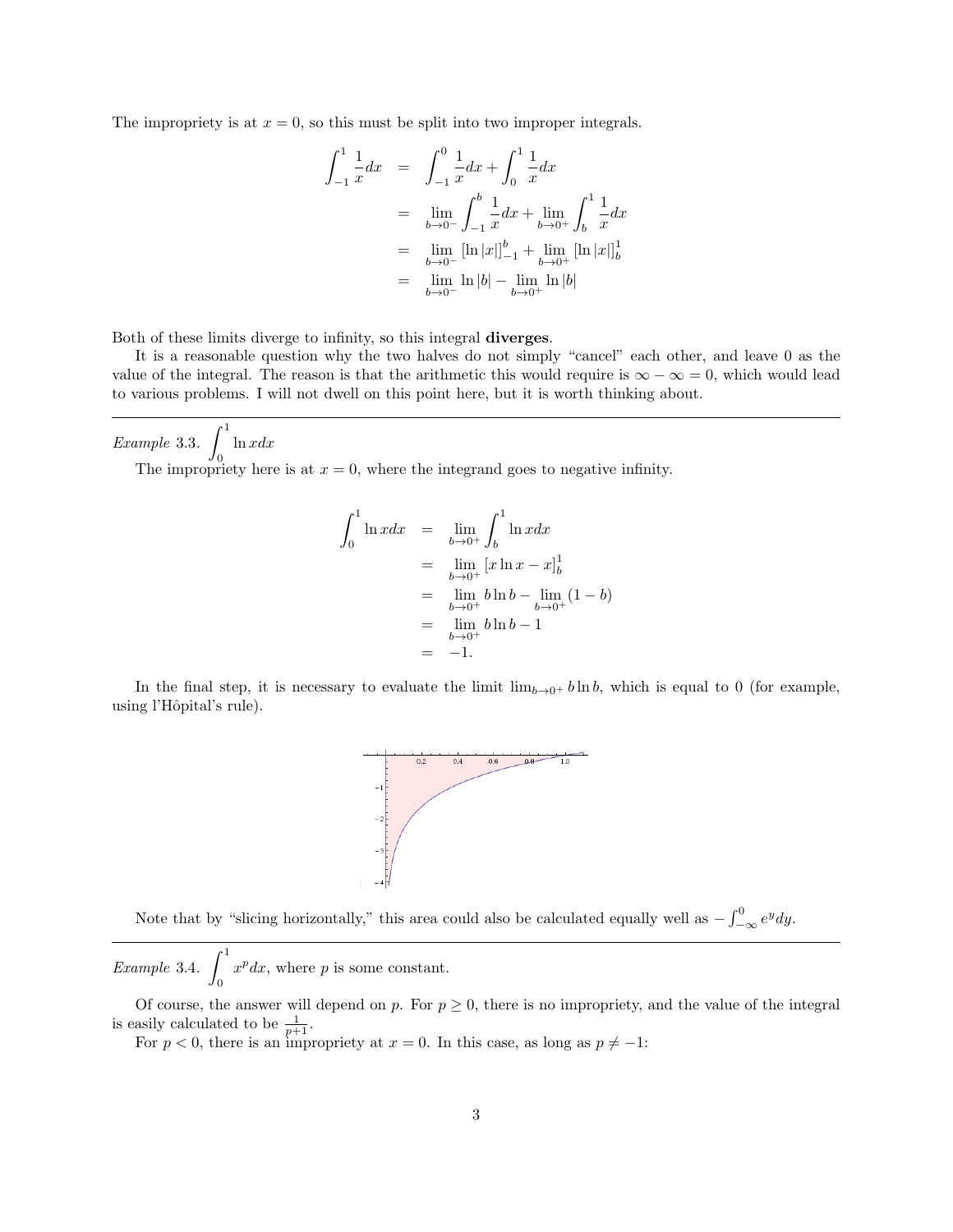The impropriety is at $x = 0$, so this must be split into two improper integrals.

$$\begin{aligned}
\int_{-1}^{1} \frac{1}{x} dx &= \int_{-1}^{0} \frac{1}{x} dx + \int_{0}^{1} \frac{1}{x} dx \\
&= \lim_{b \to 0^-} \int_{-1}^{b} \frac{1}{x} dx + \lim_{b \to 0^+} \int_{b}^{1} \frac{1}{x} dx \\
&= \lim_{b \to 0^-} \left[\ln |x|\right]_{-1}^{b} + \lim_{b \to 0^+} \left[\ln |x|\right]_{b}^{1} \\
&= \lim_{b \to 0^-} \ln |b| - \lim_{b \to 0^+} \ln |b|
\end{aligned}$$

Both of these limits diverge to infinity, so this integral **diverges**.

It is a reasonable question why the two halves do not simply "cancel" each other, and leave 0 as the value of the integral. The reason is that the arithmetic this would require is $\infty - \infty = 0$, which would lead to various problems. I will not dwell on this point here, but it is worth thinking about.

---

*Example* 3.3. $\displaystyle\int_0^1 \ln x dx$

The impropriety here is at $x = 0$, where the integrand goes to negative infinity.

$$\begin{aligned}
\int_0^1 \ln x dx &= \lim_{b \to 0^+} \int_b^1 \ln x dx \\
&= \lim_{b \to 0^+} \left[x \ln x - x\right]_b^1 \\
&= \lim_{b \to 0^+} b \ln b - \lim_{b \to 0^+} (1 - b) \\
&= \lim_{b \to 0^+} b \ln b - 1 \\
&= -1.
\end{aligned}$$

In the final step, it is necessary to evaluate the limit $\lim_{b \to 0^+} b \ln b$, which is equal to 0 (for example, using l'Hôpital's rule).

Note that by "slicing horizontally," this area could also be calculated equally well as $-\int_{-\infty}^{0} e^y dy$.

---

*Example* 3.4. $\displaystyle\int_0^1 x^p dx$, where $p$ is some constant.

Of course, the answer will depend on $p$. For $p \geq 0$, there is no impropriety, and the value of the integral is easily calculated to be $\frac{1}{p+1}$.

For $p < 0$, there is an impropriety at $x = 0$. In this case, as long as $p \neq -1$: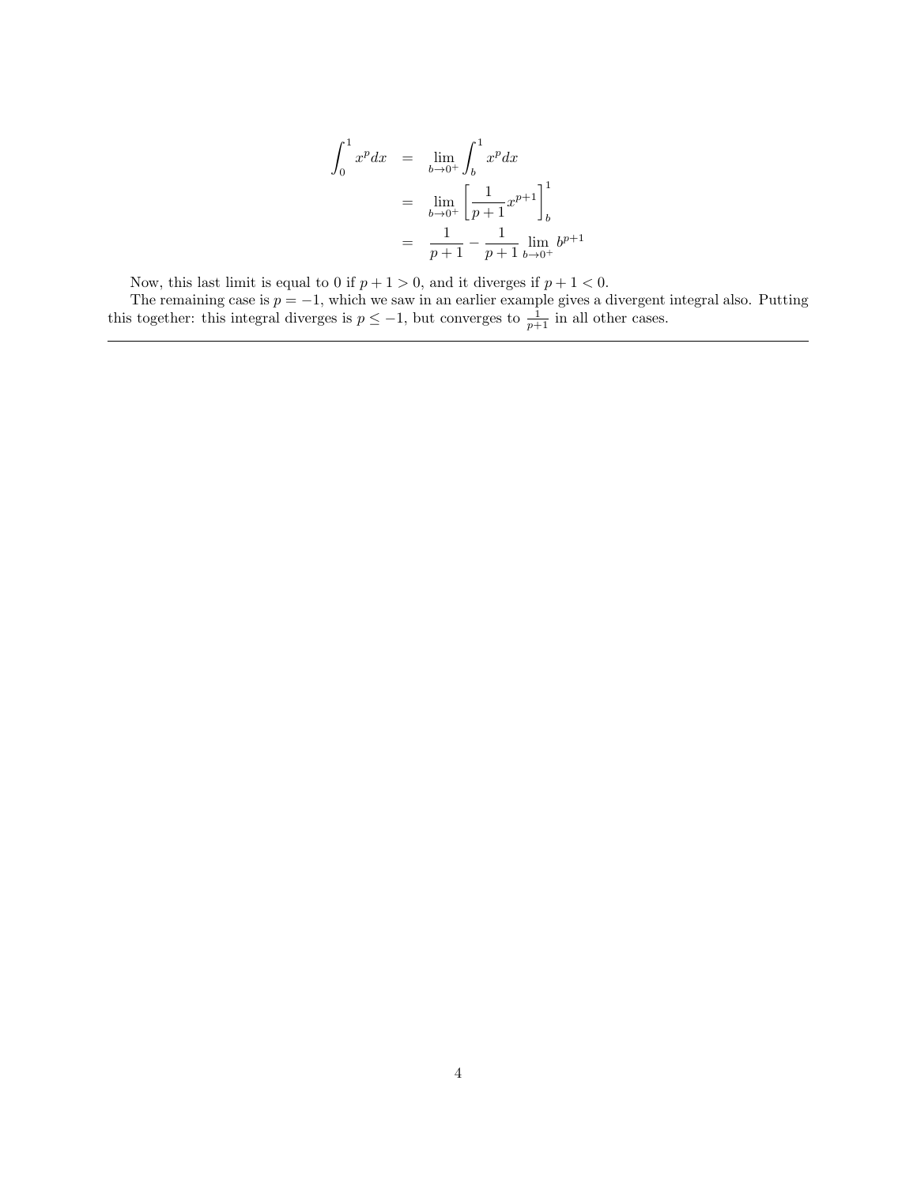$$
\begin{aligned}
\int_0^1 x^p dx &= \lim_{b \to 0^+} \int_b^1 x^p dx \\
&= \lim_{b \to 0^+} \left[ \frac{1}{p+1} x^{p+1} \right]_b^1 \\
&= \frac{1}{p+1} - \frac{1}{p+1} \lim_{b \to 0^+} b^{p+1}
\end{aligned}
$$

Now, this last limit is equal to 0 if $p + 1 > 0$, and it diverges if $p + 1 < 0$.

The remaining case is $p = -1$, which we saw in an earlier example gives a divergent integral also. Putting this together: this integral diverges is $p \leq -1$, but converges to $\frac{1}{p+1}$ in all other cases.

---